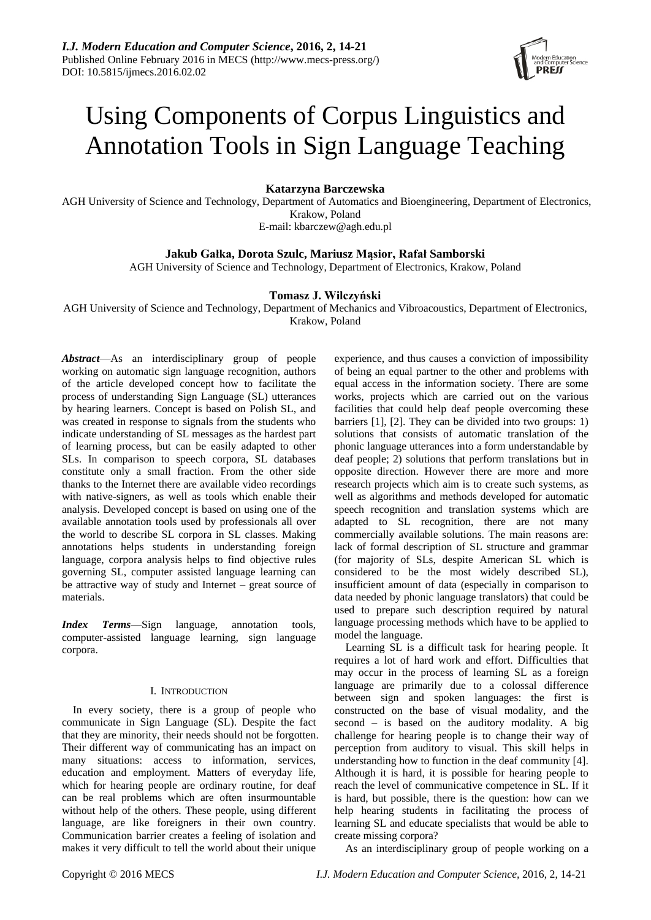# Using Components of Corpus Linguistics and Annotation Tools in Sign Language Teaching

**Katarzyna Barczewska**

AGH University of Science and Technology, Department of Automatics and Bioengineering, Department of Electronics, Krakow, Poland

E-mail: kbarczew@agh.edu.pl

**Jakub Gałka, Dorota Szulc, Mariusz Mąsior, Rafał Samborski**

AGH University of Science and Technology, Department of Electronics, Krakow, Poland

**Tomasz J. Wilczyński**

AGH University of Science and Technology, Department of Mechanics and Vibroacoustics, Department of Electronics, Krakow, Poland

***Abstract***—As an interdisciplinary group of people working on automatic sign language recognition, authors of the article developed concept how to facilitate the process of understanding Sign Language (SL) utterances by hearing learners. Concept is based on Polish SL, and was created in response to signals from the students who indicate understanding of SL messages as the hardest part of learning process, but can be easily adapted to other SLs. In comparison to speech corpora, SL databases constitute only a small fraction. From the other side thanks to the Internet there are available video recordings with native-signers, as well as tools which enable their analysis. Developed concept is based on using one of the available annotation tools used by professionals all over the world to describe SL corpora in SL classes. Making annotations helps students in understanding foreign language, corpora analysis helps to find objective rules governing SL, computer assisted language learning can be attractive way of study and Internet – great source of materials.

***Index Terms***—Sign language, annotation tools, computer-assisted language learning, sign language corpora.

## I. Introduction

In every society, there is a group of people who communicate in Sign Language (SL). Despite the fact that they are minority, their needs should not be forgotten. Their different way of communicating has an impact on many situations: access to information, services, education and employment. Matters of everyday life, which for hearing people are ordinary routine, for deaf can be real problems which are often insurmountable without help of the others. These people, using different language, are like foreigners in their own country. Communication barrier creates a feeling of isolation and makes it very difficult to tell the world about their unique experience, and thus causes a conviction of impossibility of being an equal partner to the other and problems with equal access in the information society. There are some works, projects which are carried out on the various facilities that could help deaf people overcoming these barriers [1], [2]. They can be divided into two groups: 1) solutions that consists of automatic translation of the phonic language utterances into a form understandable by deaf people; 2) solutions that perform translations but in opposite direction. However there are more and more research projects which aim is to create such systems, as well as algorithms and methods developed for automatic speech recognition and translation systems which are adapted to SL recognition, there are not many commercially available solutions. The main reasons are: lack of formal description of SL structure and grammar (for majority of SLs, despite American SL which is considered to be the most widely described SL), insufficient amount of data (especially in comparison to data needed by phonic language translators) that could be used to prepare such description required by natural language processing methods which have to be applied to model the language.

Learning SL is a difficult task for hearing people. It requires a lot of hard work and effort. Difficulties that may occur in the process of learning SL as a foreign language are primarily due to a colossal difference between sign and spoken languages: the first is constructed on the base of visual modality, and the second – is based on the auditory modality. A big challenge for hearing people is to change their way of perception from auditory to visual. This skill helps in understanding how to function in the deaf community [4]. Although it is hard, it is possible for hearing people to reach the level of communicative competence in SL. If it is hard, but possible, there is the question: how can we help hearing students in facilitating the process of learning SL and educate specialists that would be able to create missing corpora?

As an interdisciplinary group of people working on a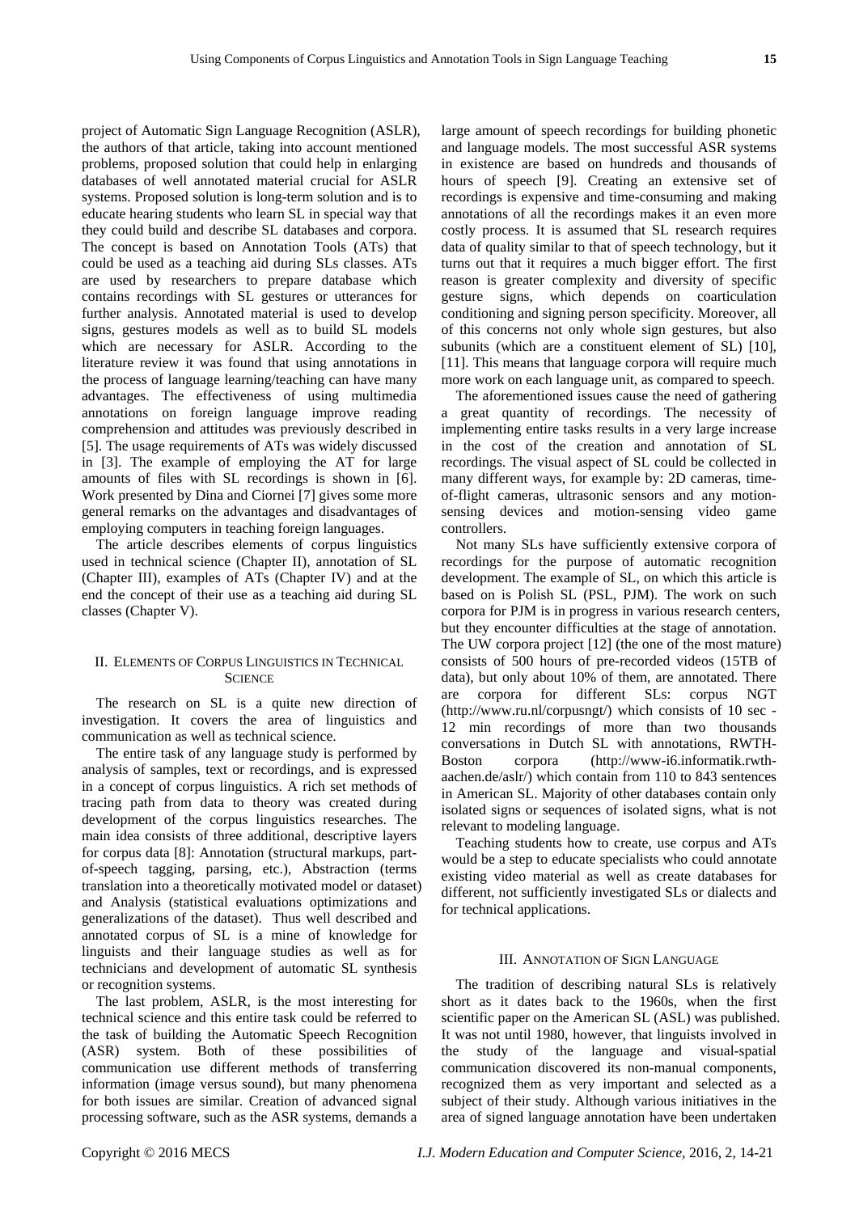project of Automatic Sign Language Recognition (ASLR), the authors of that article, taking into account mentioned problems, proposed solution that could help in enlarging databases of well annotated material crucial for ASLR systems. Proposed solution is long-term solution and is to educate hearing students who learn SL in special way that they could build and describe SL databases and corpora. The concept is based on Annotation Tools (ATs) that could be used as a teaching aid during SLs classes. ATs are used by researchers to prepare database which contains recordings with SL gestures or utterances for further analysis. Annotated material is used to develop signs, gestures models as well as to build SL models which are necessary for ASLR. According to the literature review it was found that using annotations in the process of language learning/teaching can have many advantages. The effectiveness of using multimedia annotations on foreign language improve reading comprehension and attitudes was previously described in [5]. The usage requirements of ATs was widely discussed in [3]. The example of employing the AT for large amounts of files with SL recordings is shown in [6]. Work presented by Dina and Ciornei [7] gives some more general remarks on the advantages and disadvantages of employing computers in teaching foreign languages.

The article describes elements of corpus linguistics used in technical science (Chapter II), annotation of SL (Chapter III), examples of ATs (Chapter IV) and at the end the concept of their use as a teaching aid during SL classes (Chapter V).

## II. Elements of Corpus Linguistics in Technical Science

The research on SL is a quite new direction of investigation. It covers the area of linguistics and communication as well as technical science.

The entire task of any language study is performed by analysis of samples, text or recordings, and is expressed in a concept of corpus linguistics. A rich set methods of tracing path from data to theory was created during development of the corpus linguistics researches. The main idea consists of three additional, descriptive layers for corpus data [8]: Annotation (structural markups, part-of-speech tagging, parsing, etc.), Abstraction (terms translation into a theoretically motivated model or dataset) and Analysis (statistical evaluations optimizations and generalizations of the dataset). Thus well described and annotated corpus of SL is a mine of knowledge for linguists and their language studies as well as for technicians and development of automatic SL synthesis or recognition systems.

The last problem, ASLR, is the most interesting for technical science and this entire task could be referred to the task of building the Automatic Speech Recognition (ASR) system. Both of these possibilities of communication use different methods of transferring information (image versus sound), but many phenomena for both issues are similar. Creation of advanced signal processing software, such as the ASR systems, demands a large amount of speech recordings for building phonetic and language models. The most successful ASR systems in existence are based on hundreds and thousands of hours of speech [9]. Creating an extensive set of recordings is expensive and time-consuming and making annotations of all the recordings makes it an even more costly process. It is assumed that SL research requires data of quality similar to that of speech technology, but it turns out that it requires a much bigger effort. The first reason is greater complexity and diversity of specific gesture signs, which depends on coarticulation conditioning and signing person specificity. Moreover, all of this concerns not only whole sign gestures, but also subunits (which are a constituent element of SL) [10], [11]. This means that language corpora will require much more work on each language unit, as compared to speech.

The aforementioned issues cause the need of gathering a great quantity of recordings. The necessity of implementing entire tasks results in a very large increase in the cost of the creation and annotation of SL recordings. The visual aspect of SL could be collected in many different ways, for example by: 2D cameras, time-of-flight cameras, ultrasonic sensors and any motion-sensing devices and motion-sensing video game controllers.

Not many SLs have sufficiently extensive corpora of recordings for the purpose of automatic recognition development. The example of SL, on which this article is based on is Polish SL (PSL, PJM). The work on such corpora for PJM is in progress in various research centers, but they encounter difficulties at the stage of annotation. The UW corpora project [12] (the one of the most mature) consists of 500 hours of pre-recorded videos (15TB of data), but only about 10% of them, are annotated. There are corpora for different SLs: corpus NGT (http://www.ru.nl/corpusngt/) which consists of 10 sec - 12 min recordings of more than two thousands conversations in Dutch SL with annotations, RWTH-Boston corpora (http://www-i6.informatik.rwth-aachen.de/aslr/) which contain from 110 to 843 sentences in American SL. Majority of other databases contain only isolated signs or sequences of isolated signs, what is not relevant to modeling language.

Teaching students how to create, use corpus and ATs would be a step to educate specialists who could annotate existing video material as well as create databases for different, not sufficiently investigated SLs or dialects and for technical applications.

## III. Annotation of Sign Language

The tradition of describing natural SLs is relatively short as it dates back to the 1960s, when the first scientific paper on the American SL (ASL) was published. It was not until 1980, however, that linguists involved in the study of the language and visual-spatial communication discovered its non-manual components, recognized them as very important and selected as a subject of their study. Although various initiatives in the area of signed language annotation have been undertaken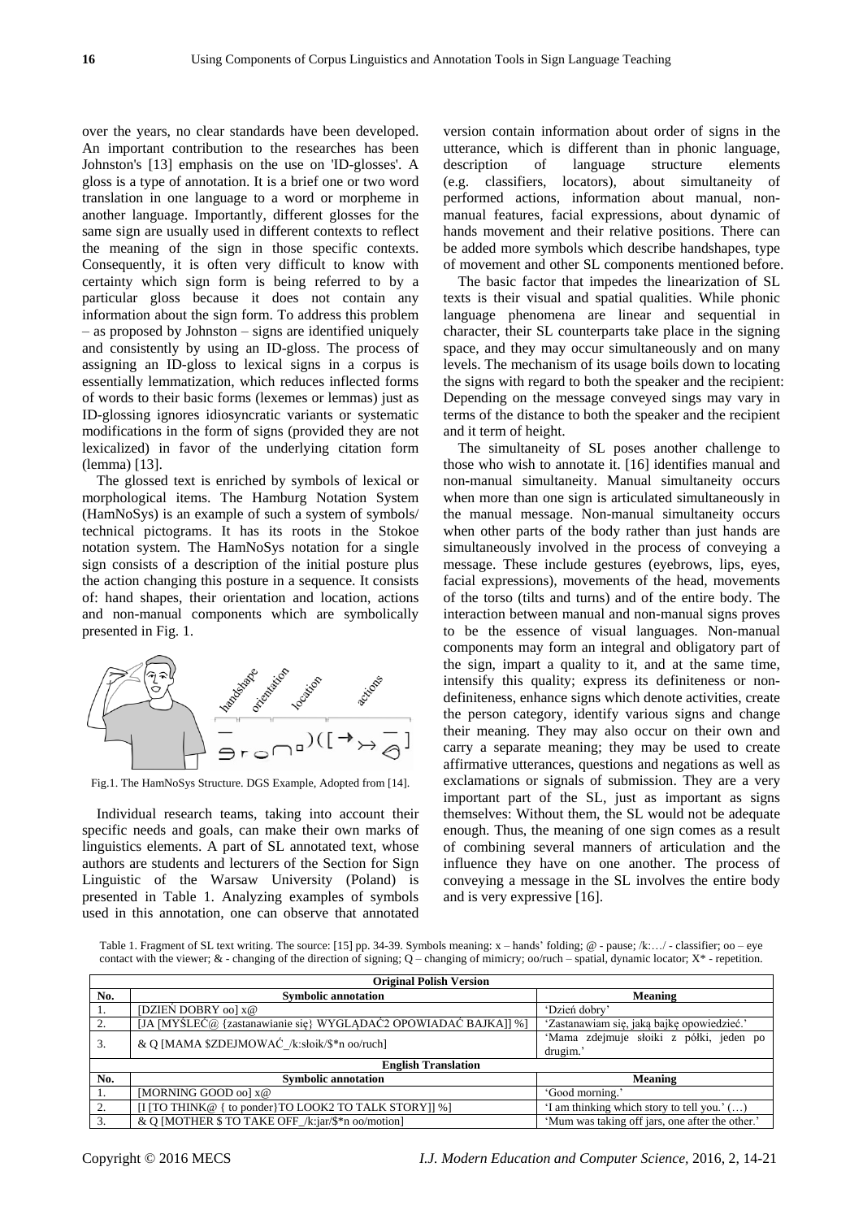over the years, no clear standards have been developed. An important contribution to the researches has been Johnston's [13] emphasis on the use on 'ID-glosses'. A gloss is a type of annotation. It is a brief one or two word translation in one language to a word or morpheme in another language. Importantly, different glosses for the same sign are usually used in different contexts to reflect the meaning of the sign in those specific contexts. Consequently, it is often very difficult to know with certainty which sign form is being referred to by a particular gloss because it does not contain any information about the sign form. To address this problem – as proposed by Johnston – signs are identified uniquely and consistently by using an ID-gloss. The process of assigning an ID-gloss to lexical signs in a corpus is essentially lemmatization, which reduces inflected forms of words to their basic forms (lexemes or lemmas) just as ID-glossing ignores idiosyncratic variants or systematic modifications in the form of signs (provided they are not lexicalized) in favor of the underlying citation form (lemma) [13].

The glossed text is enriched by symbols of lexical or morphological items. The Hamburg Notation System (HamNoSys) is an example of such a system of symbols/ technical pictograms. It has its roots in the Stokoe notation system. The HamNoSys notation for a single sign consists of a description of the initial posture plus the action changing this posture in a sequence. It consists of: hand shapes, their orientation and location, actions and non-manual components which are symbolically presented in Fig. 1.

Fig.1. The HamNoSys Structure. DGS Example, Adopted from [14].

Individual research teams, taking into account their specific needs and goals, can make their own marks of linguistics elements. A part of SL annotated text, whose authors are students and lecturers of the Section for Sign Linguistic of the Warsaw University (Poland) is presented in Table 1. Analyzing examples of symbols used in this annotation, one can observe that annotated version contain information about order of signs in the utterance, which is different than in phonic language, description of language structure elements (e.g. classifiers, locators), about simultaneity of performed actions, information about manual, non-manual features, facial expressions, about dynamic of hands movement and their relative positions. There can be added more symbols which describe handshapes, type of movement and other SL components mentioned before.

The basic factor that impedes the linearization of SL texts is their visual and spatial qualities. While phonic language phenomena are linear and sequential in character, their SL counterparts take place in the signing space, and they may occur simultaneously and on many levels. The mechanism of its usage boils down to locating the signs with regard to both the speaker and the recipient: Depending on the message conveyed sings may vary in terms of the distance to both the speaker and the recipient and it term of height.

The simultaneity of SL poses another challenge to those who wish to annotate it. [16] identifies manual and non-manual simultaneity. Manual simultaneity occurs when more than one sign is articulated simultaneously in the manual message. Non-manual simultaneity occurs when other parts of the body rather than just hands are simultaneously involved in the process of conveying a message. These include gestures (eyebrows, lips, eyes, facial expressions), movements of the head, movements of the torso (tilts and turns) and of the entire body. The interaction between manual and non-manual signs proves to be the essence of visual languages. Non-manual components may form an integral and obligatory part of the sign, impart a quality to it, and at the same time, intensify this quality; express its definiteness or non-definiteness, enhance signs which denote activities, create the person category, identify various signs and change their meaning. They may also occur on their own and carry a separate meaning; they may be used to create affirmative utterances, questions and negations as well as exclamations or signals of submission. They are a very important part of the SL, just as important as signs themselves: Without them, the SL would not be adequate enough. Thus, the meaning of one sign comes as a result of combining several manners of articulation and the influence they have on one another. The process of conveying a message in the SL involves the entire body and is very expressive [16].

Table 1. Fragment of SL text writing. The source: [15] pp. 34-39. Symbols meaning: x – hands' folding; @ - pause; /k:…/ - classifier; oo – eye contact with the viewer; & - changing of the direction of signing; Q – changing of mimicry; oo/ruch – spatial, dynamic locator; X* - repetition.

| **Original Polish Version** | | |
|---|---|---|
| **No.** | **Symbolic annotation** | **Meaning** |
| 1. | [DZIEŃ DOBRY oo] x@ | 'Dzień dobry' |
| 2. | [JA [MYŚLEĆ@ {zastanawianie się} WYGLĄDAĆ2 OPOWIADAĆ BAJKA]] %] | 'Zastanawiam się, jaką bajkę opowiedzieć.' |
| 3. | & Q [MAMA $ZDEJMOWAĆ_/k:słoik/$*n oo/ruch] | 'Mama zdejmuje słoiki z półki, jeden po drugim.' |
| **English Translation** | | |
| **No.** | **Symbolic annotation** | **Meaning** |
| 1. | [MORNING GOOD oo] x@ | 'Good morning.' |
| 2. | [I [TO THINK@ { to ponder}TO LOOK2 TO TALK STORY]] %] | 'I am thinking which story to tell you.' (…) |
| 3. | & Q [MOTHER $ TO TAKE OFF_/k:jar/$*n oo/motion] | 'Mum was taking off jars, one after the other.' |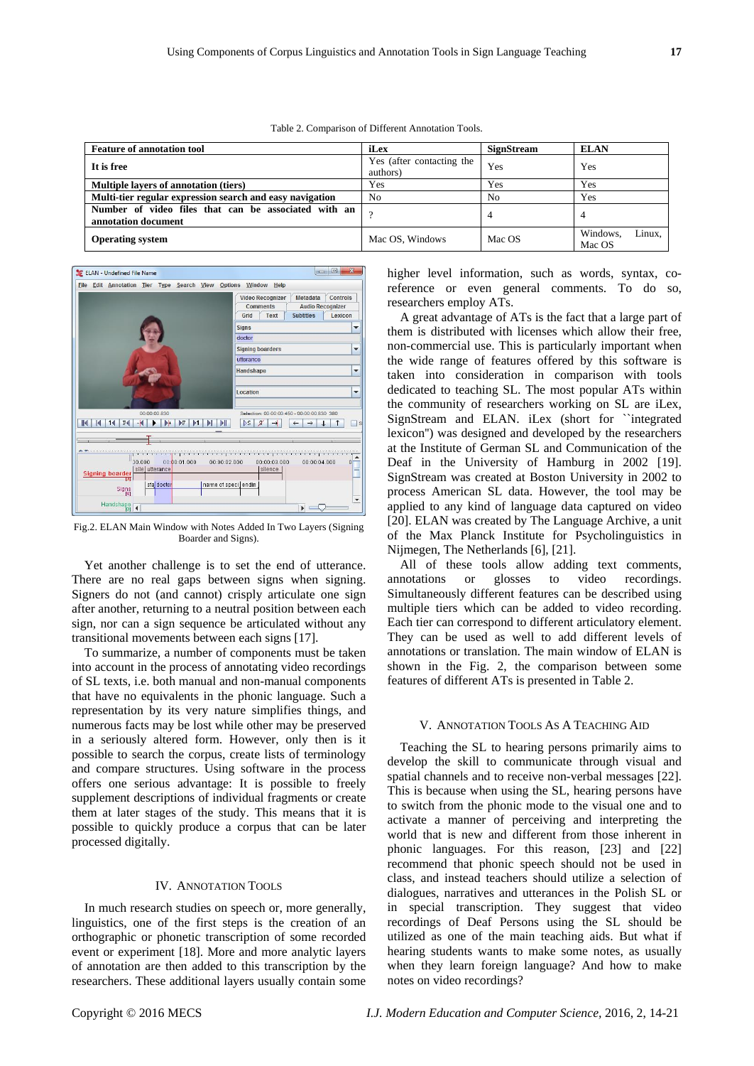Table 2. Comparison of Different Annotation Tools.

| Feature of annotation tool | iLex | SignStream | ELAN |
|---|---|---|---|
| **It is free** | Yes (after contacting the authors) | Yes | Yes |
| **Multiple layers of annotation (tiers)** | Yes | Yes | Yes |
| **Multi-tier regular expression search and easy navigation** | No | No | Yes |
| **Number of video files that can be associated with an annotation document** | ? | 4 | 4 |
| **Operating system** | Mac OS, Windows | Mac OS | Windows, Linux, Mac OS |

Fig.2. ELAN Main Window with Notes Added In Two Layers (Signing Boarder and Signs).

Yet another challenge is to set the end of utterance. There are no real gaps between signs when signing. Signers do not (and cannot) crisply articulate one sign after another, returning to a neutral position between each sign, nor can a sign sequence be articulated without any transitional movements between each signs [17].

To summarize, a number of components must be taken into account in the process of annotating video recordings of SL texts, i.e. both manual and non-manual components that have no equivalents in the phonic language. Such a representation by its very nature simplifies things, and numerous facts may be lost while other may be preserved in a seriously altered form. However, only then is it possible to search the corpus, create lists of terminology and compare structures. Using software in the process offers one serious advantage: It is possible to freely supplement descriptions of individual fragments or create them at later stages of the study. This means that it is possible to quickly produce a corpus that can be later processed digitally.

## IV. Annotation Tools

In much research studies on speech or, more generally, linguistics, one of the first steps is the creation of an orthographic or phonetic transcription of some recorded event or experiment [18]. More and more analytic layers of annotation are then added to this transcription by the researchers. These additional layers usually contain some higher level information, such as words, syntax, co-reference or even general comments. To do so, researchers employ ATs.

A great advantage of ATs is the fact that a large part of them is distributed with licenses which allow their free, non-commercial use. This is particularly important when the wide range of features offered by this software is taken into consideration in comparison with tools dedicated to teaching SL. The most popular ATs within the community of researchers working on SL are iLex, SignStream and ELAN. iLex (short for ``integrated lexicon'') was designed and developed by the researchers at the Institute of German SL and Communication of the Deaf in the University of Hamburg in 2002 [19]. SignStream was created at Boston University in 2002 to process American SL data. However, the tool may be applied to any kind of language data captured on video [20]. ELAN was created by The Language Archive, a unit of the Max Planck Institute for Psycholinguistics in Nijmegen, The Netherlands [6], [21].

All of these tools allow adding text comments, annotations or glosses to video recordings. Simultaneously different features can be described using multiple tiers which can be added to video recording. Each tier can correspond to different articulatory element. They can be used as well to add different levels of annotations or translation. The main window of ELAN is shown in the Fig. 2, the comparison between some features of different ATs is presented in Table 2.

## V. Annotation Tools As A Teaching Aid

Teaching the SL to hearing persons primarily aims to develop the skill to communicate through visual and spatial channels and to receive non-verbal messages [22]. This is because when using the SL, hearing persons have to switch from the phonic mode to the visual one and to activate a manner of perceiving and interpreting the world that is new and different from those inherent in phonic languages. For this reason, [23] and [22] recommend that phonic speech should not be used in class, and instead teachers should utilize a selection of dialogues, narratives and utterances in the Polish SL or in special transcription. They suggest that video recordings of Deaf Persons using the SL should be utilized as one of the main teaching aids. But what if hearing students wants to make some notes, as usually when they learn foreign language? And how to make notes on video recordings?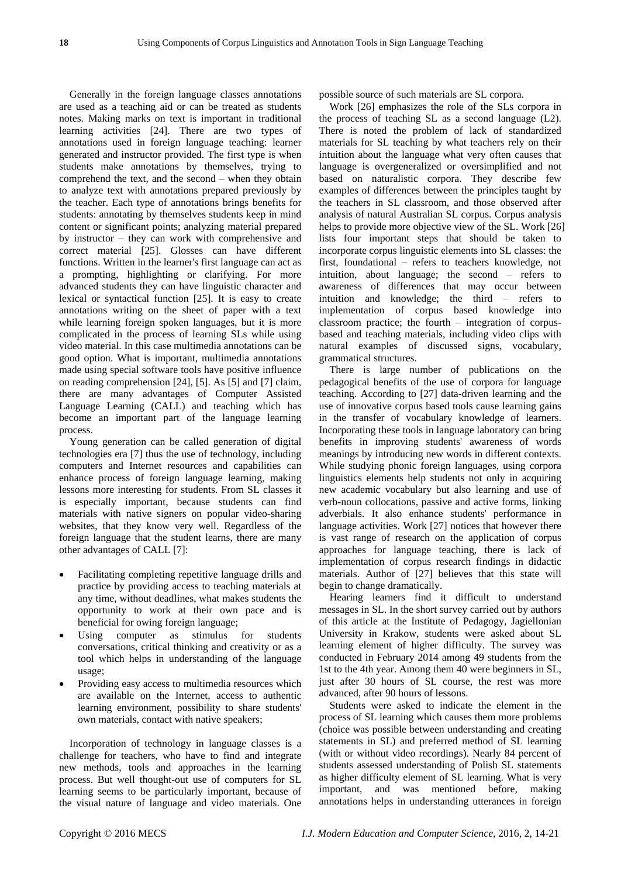Generally in the foreign language classes annotations are used as a teaching aid or can be treated as students notes. Making marks on text is important in traditional learning activities [24]. There are two types of annotations used in foreign language teaching: learner generated and instructor provided. The first type is when students make annotations by themselves, trying to comprehend the text, and the second – when they obtain to analyze text with annotations prepared previously by the teacher. Each type of annotations brings benefits for students: annotating by themselves students keep in mind content or significant points; analyzing material prepared by instructor – they can work with comprehensive and correct material [25]. Glosses can have different functions. Written in the learner's first language can act as a prompting, highlighting or clarifying. For more advanced students they can have linguistic character and lexical or syntactical function [25]. It is easy to create annotations writing on the sheet of paper with a text while learning foreign spoken languages, but it is more complicated in the process of learning SLs while using video material. In this case multimedia annotations can be good option. What is important, multimedia annotations made using special software tools have positive influence on reading comprehension [24], [5]. As [5] and [7] claim, there are many advantages of Computer Assisted Language Learning (CALL) and teaching which has become an important part of the language learning process.

Young generation can be called generation of digital technologies era [7] thus the use of technology, including computers and Internet resources and capabilities can enhance process of foreign language learning, making lessons more interesting for students. From SL classes it is especially important, because students can find materials with native signers on popular video-sharing websites, that they know very well. Regardless of the foreign language that the student learns, there are many other advantages of CALL [7]:

- Facilitating completing repetitive language drills and practice by providing access to teaching materials at any time, without deadlines, what makes students the opportunity to work at their own pace and is beneficial for owing foreign language;
- Using computer as stimulus for students conversations, critical thinking and creativity or as a tool which helps in understanding of the language usage;
- Providing easy access to multimedia resources which are available on the Internet, access to authentic learning environment, possibility to share students' own materials, contact with native speakers;

Incorporation of technology in language classes is a challenge for teachers, who have to find and integrate new methods, tools and approaches in the learning process. But well thought-out use of computers for SL learning seems to be particularly important, because of the visual nature of language and video materials. One possible source of such materials are SL corpora.

Work [26] emphasizes the role of the SLs corpora in the process of teaching SL as a second language (L2). There is noted the problem of lack of standardized materials for SL teaching by what teachers rely on their intuition about the language what very often causes that language is overgeneralized or oversimplified and not based on naturalistic corpora. They describe few examples of differences between the principles taught by the teachers in SL classroom, and those observed after analysis of natural Australian SL corpus. Corpus analysis helps to provide more objective view of the SL. Work [26] lists four important steps that should be taken to incorporate corpus linguistic elements into SL classes: the first, foundational – refers to teachers knowledge, not intuition, about language; the second – refers to awareness of differences that may occur between intuition and knowledge; the third – refers to implementation of corpus based knowledge into classroom practice; the fourth – integration of corpus-based and teaching materials, including video clips with natural examples of discussed signs, vocabulary, grammatical structures.

There is large number of publications on the pedagogical benefits of the use of corpora for language teaching. According to [27] data-driven learning and the use of innovative corpus based tools cause learning gains in the transfer of vocabulary knowledge of learners. Incorporating these tools in language laboratory can bring benefits in improving students' awareness of words meanings by introducing new words in different contexts. While studying phonic foreign languages, using corpora linguistics elements help students not only in acquiring new academic vocabulary but also learning and use of verb-noun collocations, passive and active forms, linking adverbials. It also enhance students' performance in language activities. Work [27] notices that however there is vast range of research on the application of corpus approaches for language teaching, there is lack of implementation of corpus research findings in didactic materials. Author of [27] believes that this state will begin to change dramatically.

Hearing learners find it difficult to understand messages in SL. In the short survey carried out by authors of this article at the Institute of Pedagogy, Jagiellonian University in Krakow, students were asked about SL learning element of higher difficulty. The survey was conducted in February 2014 among 49 students from the 1st to the 4th year. Among them 40 were beginners in SL, just after 30 hours of SL course, the rest was more advanced, after 90 hours of lessons.

Students were asked to indicate the element in the process of SL learning which causes them more problems (choice was possible between understanding and creating statements in SL) and preferred method of SL learning (with or without video recordings). Nearly 84 percent of students assessed understanding of Polish SL statements as higher difficulty element of SL learning. What is very important, and was mentioned before, making annotations helps in understanding utterances in foreign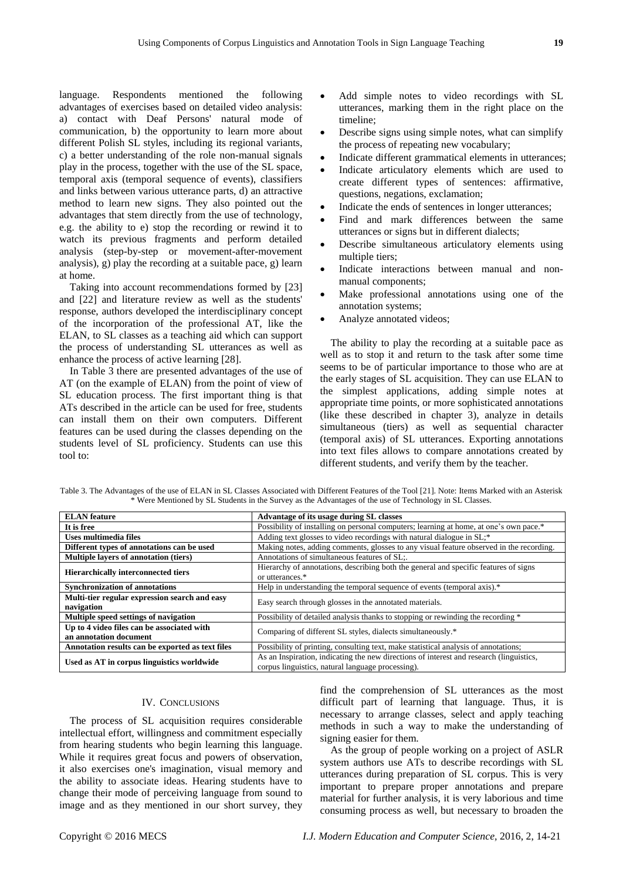language. Respondents mentioned the following advantages of exercises based on detailed video analysis: a) contact with Deaf Persons' natural mode of communication, b) the opportunity to learn more about different Polish SL styles, including its regional variants, c) a better understanding of the role non-manual signals play in the process, together with the use of the SL space, temporal axis (temporal sequence of events), classifiers and links between various utterance parts, d) an attractive method to learn new signs. They also pointed out the advantages that stem directly from the use of technology, e.g. the ability to e) stop the recording or rewind it to watch its previous fragments and perform detailed analysis (step-by-step or movement-after-movement analysis), g) play the recording at a suitable pace, g) learn at home.

Taking into account recommendations formed by [23] and [22] and literature review as well as the students' response, authors developed the interdisciplinary concept of the incorporation of the professional AT, like the ELAN, to SL classes as a teaching aid which can support the process of understanding SL utterances as well as enhance the process of active learning [28].

In Table 3 there are presented advantages of the use of AT (on the example of ELAN) from the point of view of SL education process. The first important thing is that ATs described in the article can be used for free, students can install them on their own computers. Different features can be used during the classes depending on the students level of SL proficiency. Students can use this tool to:

- Add simple notes to video recordings with SL utterances, marking them in the right place on the timeline;
- Describe signs using simple notes, what can simplify the process of repeating new vocabulary;
- Indicate different grammatical elements in utterances;
- Indicate articulatory elements which are used to create different types of sentences: affirmative, questions, negations, exclamation;
- Indicate the ends of sentences in longer utterances;
- Find and mark differences between the same utterances or signs but in different dialects;
- Describe simultaneous articulatory elements using multiple tiers;
- Indicate interactions between manual and non-manual components;
- Make professional annotations using one of the annotation systems;
- Analyze annotated videos;

The ability to play the recording at a suitable pace as well as to stop it and return to the task after some time seems to be of particular importance to those who are at the early stages of SL acquisition. They can use ELAN to the simplest applications, adding simple notes at appropriate time points, or more sophisticated annotations (like these described in chapter 3), analyze in details simultaneous (tiers) as well as sequential character (temporal axis) of SL utterances. Exporting annotations into text files allows to compare annotations created by different students, and verify them by the teacher.

Table 3. The Advantages of the use of ELAN in SL Classes Associated with Different Features of the Tool [21]. Note: Items Marked with an Asterisk * Were Mentioned by SL Students in the Survey as the Advantages of the use of Technology in SL Classes.

| **ELAN feature** | **Advantage of its usage during SL classes** |
|---|---|
| **It is free** | Possibility of installing on personal computers; learning at home, at one's own pace.* |
| **Uses multimedia files** | Adding text glosses to video recordings with natural dialogue in SL;* |
| **Different types of annotations can be used** | Making notes, adding comments, glosses to any visual feature observed in the recording. |
| **Multiple layers of annotation (tiers)** | Annotations of simultaneous features of SL;. |
| **Hierarchically interconnected tiers** | Hierarchy of annotations, describing both the general and specific features of signs or utterances.* |
| **Synchronization of annotations** | Help in understanding the temporal sequence of events (temporal axis).* |
| **Multi-tier regular expression search and easy navigation** | Easy search through glosses in the annotated materials. |
| **Multiple speed settings of navigation** | Possibility of detailed analysis thanks to stopping or rewinding the recording * |
| **Up to 4 video files can be associated with an annotation document** | Comparing of different SL styles, dialects simultaneously.* |
| **Annotation results can be exported as text files** | Possibility of printing, consulting text, make statistical analysis of annotations; |
| **Used as AT in corpus linguistics worldwide** | As an Inspiration, indicating the new directions of interest and research (linguistics, corpus linguistics, natural language processing). |

## IV. Conclusions

The process of SL acquisition requires considerable intellectual effort, willingness and commitment especially from hearing students who begin learning this language. While it requires great focus and powers of observation, it also exercises one's imagination, visual memory and the ability to associate ideas. Hearing students have to change their mode of perceiving language from sound to image and as they mentioned in our short survey, they find the comprehension of SL utterances as the most difficult part of learning that language. Thus, it is necessary to arrange classes, select and apply teaching methods in such a way to make the understanding of signing easier for them.

As the group of people working on a project of ASLR system authors use ATs to describe recordings with SL utterances during preparation of SL corpus. This is very important to prepare proper annotations and prepare material for further analysis, it is very laborious and time consuming process as well, but necessary to broaden the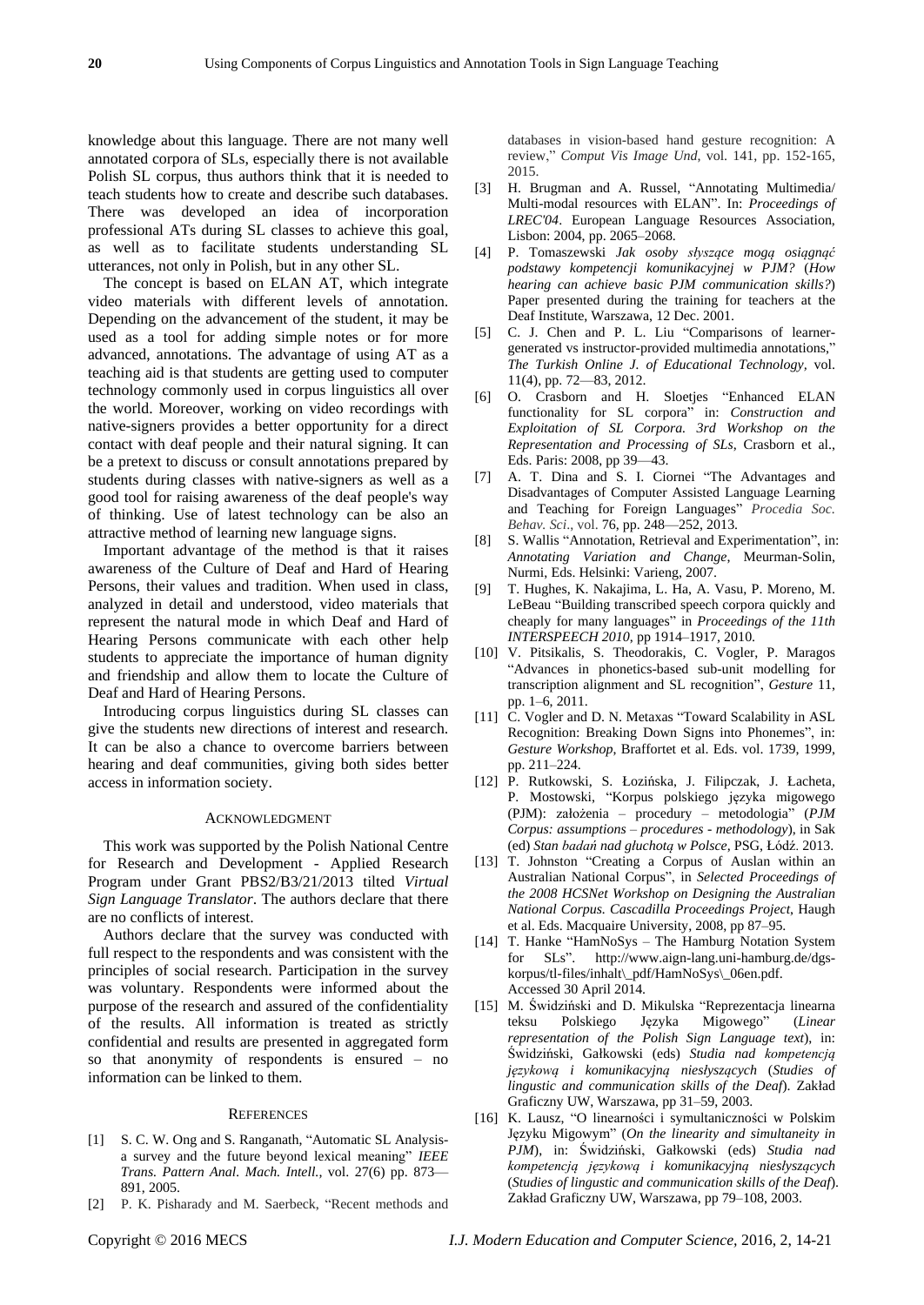knowledge about this language. There are not many well annotated corpora of SLs, especially there is not available Polish SL corpus, thus authors think that it is needed to teach students how to create and describe such databases. There was developed an idea of incorporation professional ATs during SL classes to achieve this goal, as well as to facilitate students understanding SL utterances, not only in Polish, but in any other SL.

The concept is based on ELAN AT, which integrate video materials with different levels of annotation. Depending on the advancement of the student, it may be used as a tool for adding simple notes or for more advanced, annotations. The advantage of using AT as a teaching aid is that students are getting used to computer technology commonly used in corpus linguistics all over the world. Moreover, working on video recordings with native-signers provides a better opportunity for a direct contact with deaf people and their natural signing. It can be a pretext to discuss or consult annotations prepared by students during classes with native-signers as well as a good tool for raising awareness of the deaf people's way of thinking. Use of latest technology can be also an attractive method of learning new language signs.

Important advantage of the method is that it raises awareness of the Culture of Deaf and Hard of Hearing Persons, their values and tradition. When used in class, analyzed in detail and understood, video materials that represent the natural mode in which Deaf and Hard of Hearing Persons communicate with each other help students to appreciate the importance of human dignity and friendship and allow them to locate the Culture of Deaf and Hard of Hearing Persons.

Introducing corpus linguistics during SL classes can give the students new directions of interest and research. It can be also a chance to overcome barriers between hearing and deaf communities, giving both sides better access in information society.

## ACKNOWLEDGMENT

This work was supported by the Polish National Centre for Research and Development - Applied Research Program under Grant PBS2/B3/21/2013 tilted *Virtual Sign Language Translator*. The authors declare that there are no conflicts of interest.

Authors declare that the survey was conducted with full respect to the respondents and was consistent with the principles of social research. Participation in the survey was voluntary. Respondents were informed about the purpose of the research and assured of the confidentiality of the results. All information is treated as strictly confidential and results are presented in aggregated form so that anonymity of respondents is ensured – no information can be linked to them.

## REFERENCES

[1] S. C. W. Ong and S. Ranganath, "Automatic SL Analysis-a survey and the future beyond lexical meaning" *IEEE Trans. Pattern Anal. Mach. Intell.*, vol. 27(6) pp. 873—891, 2005.

[2] P. K. Pisharady and M. Saerbeck, "Recent methods and databases in vision-based hand gesture recognition: A review," *Comput Vis Image Und*, vol. 141, pp. 152-165, 2015.

[3] H. Brugman and A. Russel, "Annotating Multimedia/ Multi-modal resources with ELAN". In: *Proceedings of LREC'04*. European Language Resources Association, Lisbon: 2004, pp. 2065–2068.

[4] P. Tomaszewski *Jak osoby słyszące mogą osiągnąć podstawy kompetencji komunikacyjnej w PJM?* (*How hearing can achieve basic PJM communication skills?*) Paper presented during the training for teachers at the Deaf Institute, Warszawa, 12 Dec. 2001.

[5] C. J. Chen and P. L. Liu "Comparisons of learner-generated vs instructor-provided multimedia annotations," *The Turkish Online J. of Educational Technology,* vol. 11(4), pp. 72—83, 2012.

[6] O. Crasborn and H. Sloetjes "Enhanced ELAN functionality for SL corpora" in: *Construction and Exploitation of SL Corpora. 3rd Workshop on the Representation and Processing of SLs*, Crasborn et al., Eds. Paris: 2008, pp 39—43.

[7] A. T. Dina and S. I. Ciornei "The Advantages and Disadvantages of Computer Assisted Language Learning and Teaching for Foreign Languages" *Procedia Soc. Behav. Sci*., vol. 76, pp. 248—252, 2013.

[8] S. Wallis "Annotation, Retrieval and Experimentation", in: *Annotating Variation and Change*, Meurman-Solin, Nurmi, Eds. Helsinki: Varieng, 2007.

[9] T. Hughes, K. Nakajima, L. Ha, A. Vasu, P. Moreno, M. LeBeau "Building transcribed speech corpora quickly and cheaply for many languages" in *Proceedings of the 11th INTERSPEECH 2010*, pp 1914–1917, 2010.

[10] V. Pitsikalis, S. Theodorakis, C. Vogler, P. Maragos "Advances in phonetics-based sub-unit modelling for transcription alignment and SL recognition", *Gesture* 11, pp. 1–6, 2011.

[11] C. Vogler and D. N. Metaxas "Toward Scalability in ASL Recognition: Breaking Down Signs into Phonemes", in: *Gesture Workshop*, Braffortet et al. Eds. vol. 1739, 1999, pp. 211–224.

[12] P. Rutkowski, S. Łozińska, J. Filipczak, J. Łacheta, P. Mostowski, "Korpus polskiego języka migowego (PJM): założenia – procedury – metodologia" (*PJM Corpus: assumptions – procedures - methodology*), in Sak (ed) *Stan badań nad głuchotą w Polsce*, PSG, Łódź. 2013.

[13] T. Johnston "Creating a Corpus of Auslan within an Australian National Corpus", in *Selected Proceedings of the 2008 HCSNet Workshop on Designing the Australian National Corpus. Cascadilla Proceedings Project*, Haugh et al. Eds. Macquaire University, 2008, pp 87–95.

[14] T. Hanke "HamNoSys – The Hamburg Notation System for SLs". http://www.aign-lang.uni-hamburg.de/dgs-korpus/tl-files/inhalt\_pdf/HamNoSys\_06en.pdf. Accessed 30 April 2014.

[15] M. Świdziński and D. Mikulska "Reprezentacja linearna teksu Polskiego Języka Migowego" (*Linear representation of the Polish Sign Language text*), in: Świdziński, Gałkowski (eds) *Studia nad kompetencją językową i komunikacyjną niesłyszących* (*Studies of lingustic and communication skills of the Deaf*). Zakład Graficzny UW, Warszawa, pp 31–59, 2003.

[16] K. Lausz, "O linearności i symultaniczności w Polskim Języku Migowym" (*On the linearity and simultaneity in PJM*), in: Świdziński, Gałkowski (eds) *Studia nad kompetencją językową i komunikacyjną niesłyszących* (*Studies of lingustic and communication skills of the Deaf*). Zakład Graficzny UW, Warszawa, pp 79–108, 2003.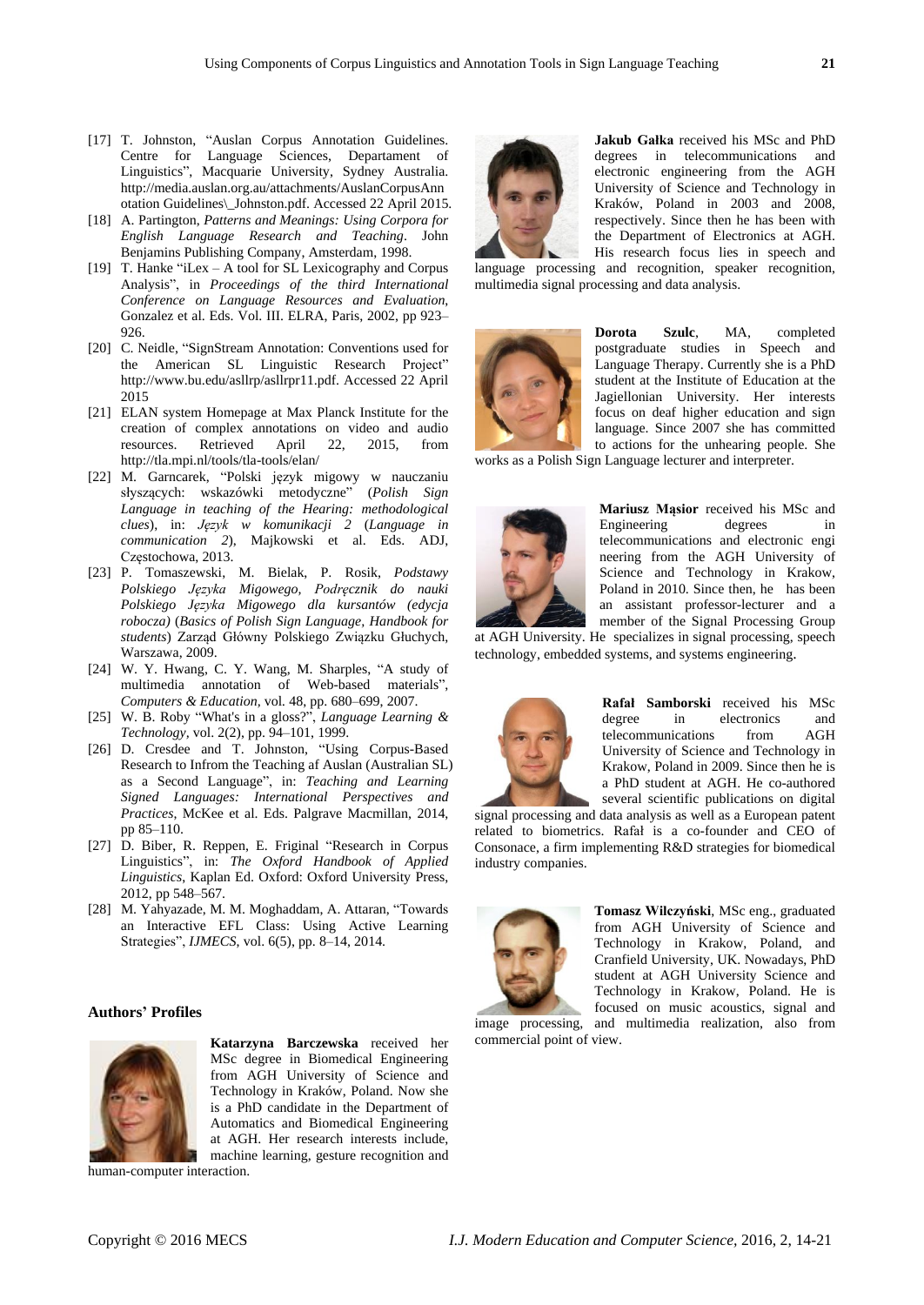[17] T. Johnston, "Auslan Corpus Annotation Guidelines. Centre for Language Sciences, Departament of Linguistics", Macquarie University, Sydney Australia. http://media.auslan.org.au/attachments/AuslanCorpusAnnotation Guidelines\_Johnston.pdf. Accessed 22 April 2015.

[18] A. Partington, *Patterns and Meanings: Using Corpora for English Language Research and Teaching*. John Benjamins Publishing Company, Amsterdam, 1998.

[19] T. Hanke "iLex – A tool for SL Lexicography and Corpus Analysis", in *Proceedings of the third International Conference on Language Resources and Evaluation*, Gonzalez et al. Eds. Vol. III. ELRA, Paris, 2002, pp 923–926.

[20] C. Neidle, "SignStream Annotation: Conventions used for the American SL Linguistic Research Project" http://www.bu.edu/asllrp/asllrpr11.pdf. Accessed 22 April 2015

[21] ELAN system Homepage at Max Planck Institute for the creation of complex annotations on video and audio resources. Retrieved April 22, 2015, from http://tla.mpi.nl/tools/tla-tools/elan/

[22] M. Garncarek, "Polski język migowy w nauczaniu słyszących: wskazówki metodyczne" (*Polish Sign Language in teaching of the Hearing: methodological clues*), in: *Język w komunikacji 2* (*Language in communication 2*), Majkowski et al. Eds. ADJ, Częstochowa, 2013.

[23] P. Tomaszewski, M. Bielak, P. Rosik, *Podstawy Polskiego Języka Migowego, Podręcznik do nauki Polskiego Języka Migowego dla kursantów (edycja robocza)* (*Basics of Polish Sign Language, Handbook for students*) Zarząd Główny Polskiego Związku Głuchych, Warszawa, 2009.

[24] W. Y. Hwang, C. Y. Wang, M. Sharples, "A study of multimedia annotation of Web-based materials", *Computers & Education*, vol. 48, pp. 680–699, 2007.

[25] W. B. Roby "What's in a gloss?", *Language Learning & Technology*, vol. 2(2), pp. 94–101, 1999.

[26] D. Cresdee and T. Johnston, "Using Corpus-Based Research to Infrom the Teaching af Auslan (Australian SL) as a Second Language", in: *Teaching and Learning Signed Languages: International Perspectives and Practices*, McKee et al. Eds. Palgrave Macmillan, 2014, pp 85–110.

[27] D. Biber, R. Reppen, E. Friginal "Research in Corpus Linguistics", in: *The Oxford Handbook of Applied Linguistics*, Kaplan Ed. Oxford: Oxford University Press, 2012, pp 548–567.

[28] M. Yahyazade, M. M. Moghaddam, A. Attaran, "Towards an Interactive EFL Class: Using Active Learning Strategies", *IJMECS*, vol. 6(5), pp. 8–14, 2014.

## Authors' Profiles

**Katarzyna Barczewska** received her MSc degree in Biomedical Engineering from AGH University of Science and Technology in Kraków, Poland. Now she is a PhD candidate in the Department of Automatics and Biomedical Engineering at AGH. Her research interests include, machine learning, gesture recognition and human-computer interaction.

**Jakub Gałka** received his MSc and PhD degrees in telecommunications and electronic engineering from the AGH University of Science and Technology in Kraków, Poland in 2003 and 2008, respectively. Since then he has been with the Department of Electronics at AGH. His research focus lies in speech and language processing and recognition, speaker recognition, multimedia signal processing and data analysis.

**Dorota Szulc**, MA, completed postgraduate studies in Speech and Language Therapy. Currently she is a PhD student at the Institute of Education at the Jagiellonian University. Her interests focus on deaf higher education and sign language. Since 2007 she has committed to actions for the unhearing people. She works as a Polish Sign Language lecturer and interpreter.

**Mariusz Mąsior** received his MSc and Engineering degrees in telecommunications and electronic engi neering from the AGH University of Science and Technology in Krakow, Poland in 2010. Since then, he has been an assistant professor-lecturer and a member of the Signal Processing Group at AGH University. He specializes in signal processing, speech technology, embedded systems, and systems engineering.

**Rafał Samborski** received his MSc degree in electronics and telecommunications from AGH University of Science and Technology in Krakow, Poland in 2009. Since then he is a PhD student at AGH. He co-authored several scientific publications on digital signal processing and data analysis as well as a European patent related to biometrics. Rafał is a co-founder and CEO of Consonace, a firm implementing R&D strategies for biomedical industry companies.

**Tomasz Wilczyński**, MSc eng., graduated from AGH University of Science and Technology in Krakow, Poland, and Cranfield University, UK. Nowadays, PhD student at AGH University Science and Technology in Krakow, Poland. He is focused on music acoustics, signal and image processing, and multimedia realization, also from commercial point of view.